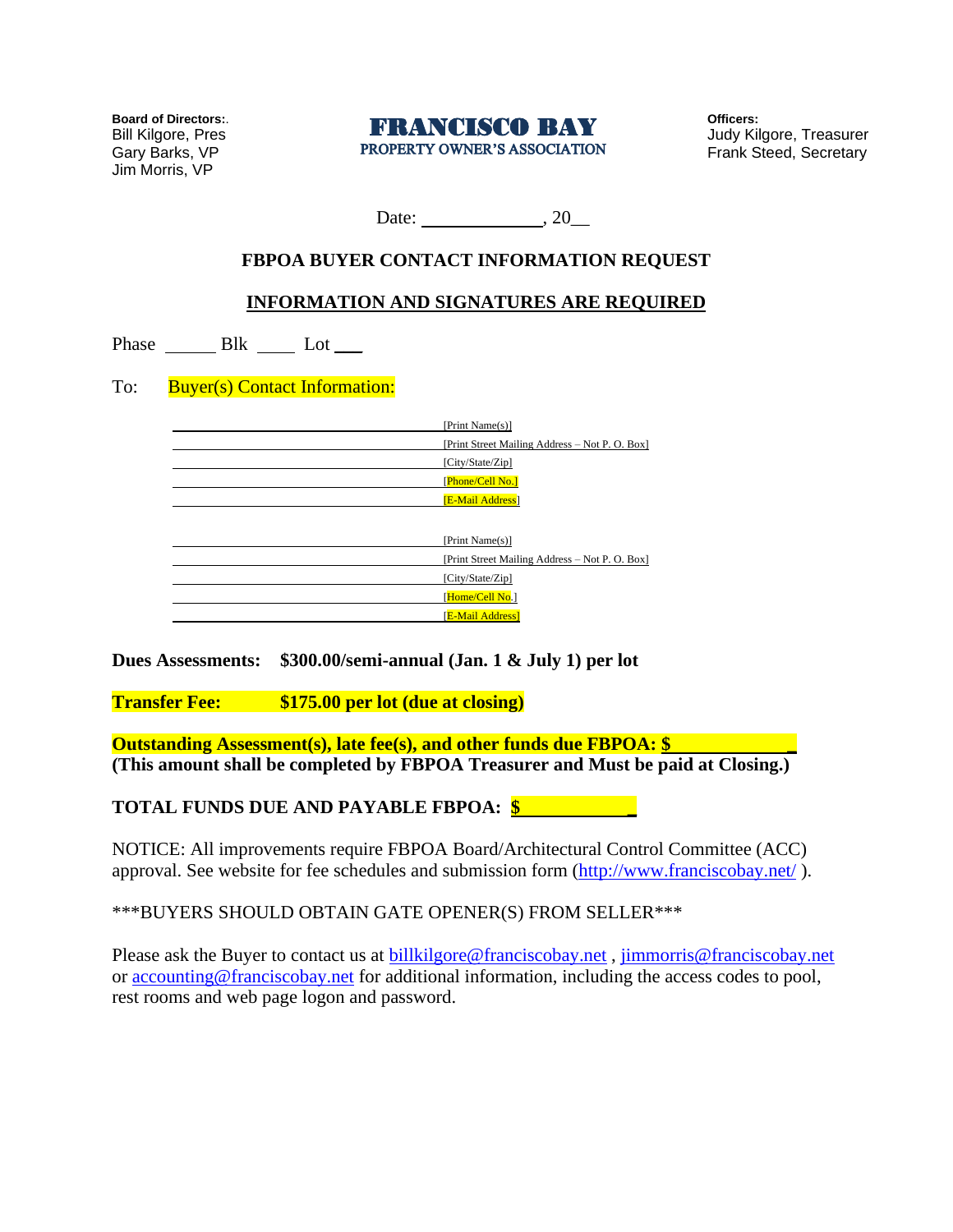**Board of Directors:**.
Bill Kilgore, Pres
Gary Barks, VP
Jim Morris, VP

# FRANCISCO BAY
## PROPERTY OWNER'S ASSOCIATION

**Officers:**
Judy Kilgore, Treasurer
Frank Steed, Secretary

Date: _____________, 20__

### FBPOA BUYER CONTACT INFORMATION REQUEST

### INFORMATION AND SIGNATURES ARE REQUIRED

Phase ______ Blk ____ Lot ___

To: Buyer(s) Contact Information:

_________________________________ [Print Name(s)]
_________________________________ [Print Street Mailing Address – Not P. O. Box]
_________________________________ [City/State/Zip]
_________________________________ [Phone/Cell No.]
_________________________________ [E-Mail Address]

_________________________________ [Print Name(s)]
_________________________________ [Print Street Mailing Address – Not P. O. Box]
_________________________________ [City/State/Zip]
_________________________________ [Home/Cell No.]
_________________________________ [E-Mail Address]

**Dues Assessments: $300.00/semi-annual (Jan. 1 & July 1) per lot**

**Transfer Fee: $175.00 per lot (due at closing)**

**Outstanding Assessment(s), late fee(s), and other funds due FBPOA: $____________**
**(This amount shall be completed by FBPOA Treasurer and Must be paid at Closing.)**

**TOTAL FUNDS DUE AND PAYABLE FBPOA: $____________**

NOTICE: All improvements require FBPOA Board/Architectural Control Committee (ACC) approval. See website for fee schedules and submission form (http://www.franciscobay.net/ ).

***BUYERS SHOULD OBTAIN GATE OPENER(S) FROM SELLER***

Please ask the Buyer to contact us at billkilgore@franciscobay.net , jimmorris@franciscobay.net or accounting@franciscobay.net for additional information, including the access codes to pool, rest rooms and web page logon and password.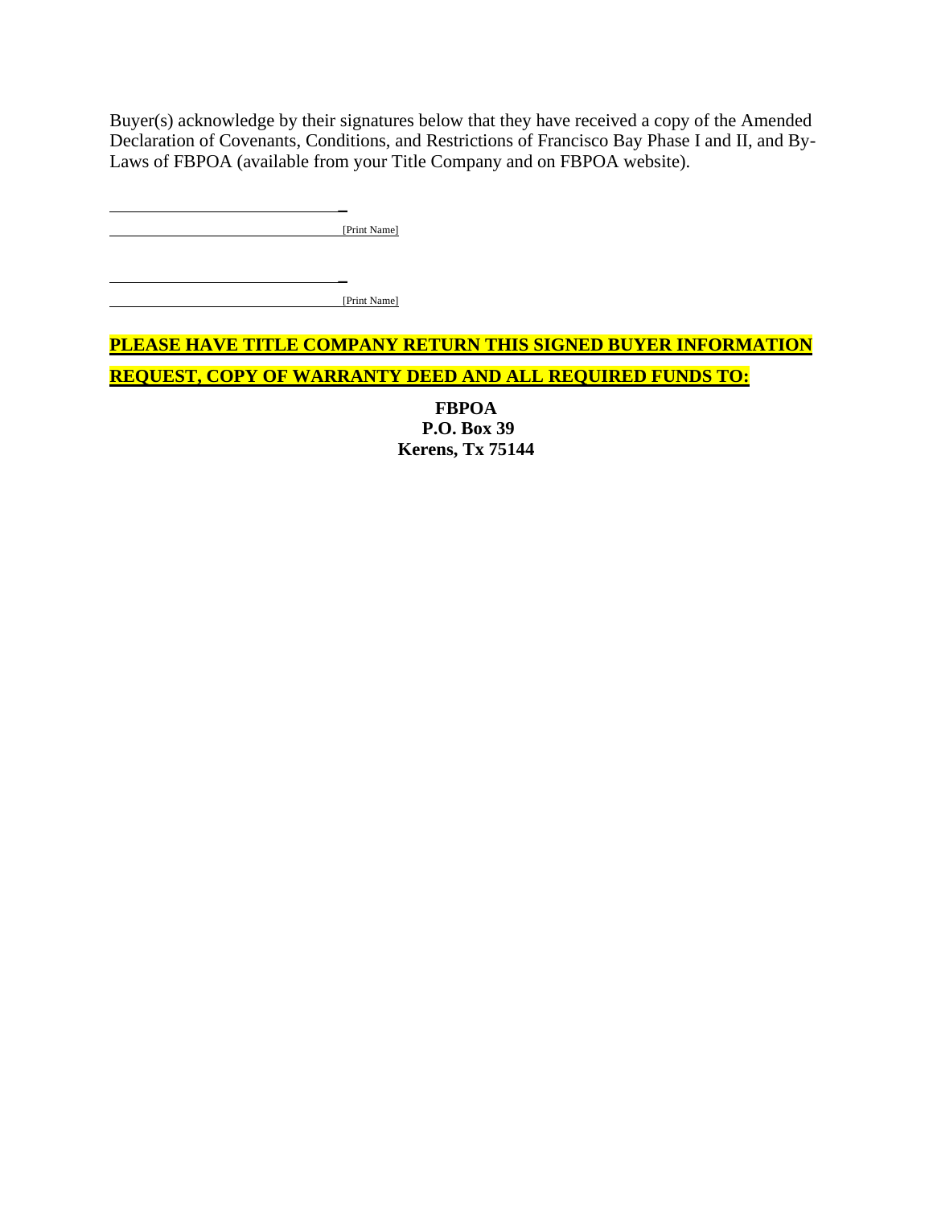Buyer(s) acknowledge by their signatures below that they have received a copy of the Amended Declaration of Covenants, Conditions, and Restrictions of Francisco Bay Phase I and II, and By-Laws of FBPOA (available from your Title Company and on FBPOA website).

_______________________________

_______________________________ [Print Name]

_______________________________

_______________________________ [Print Name]

**PLEASE HAVE TITLE COMPANY RETURN THIS SIGNED BUYER INFORMATION REQUEST, COPY OF WARRANTY DEED AND ALL REQUIRED FUNDS TO:**

**FBPOA**
**P.O. Box 39**
**Kerens, Tx 75144**